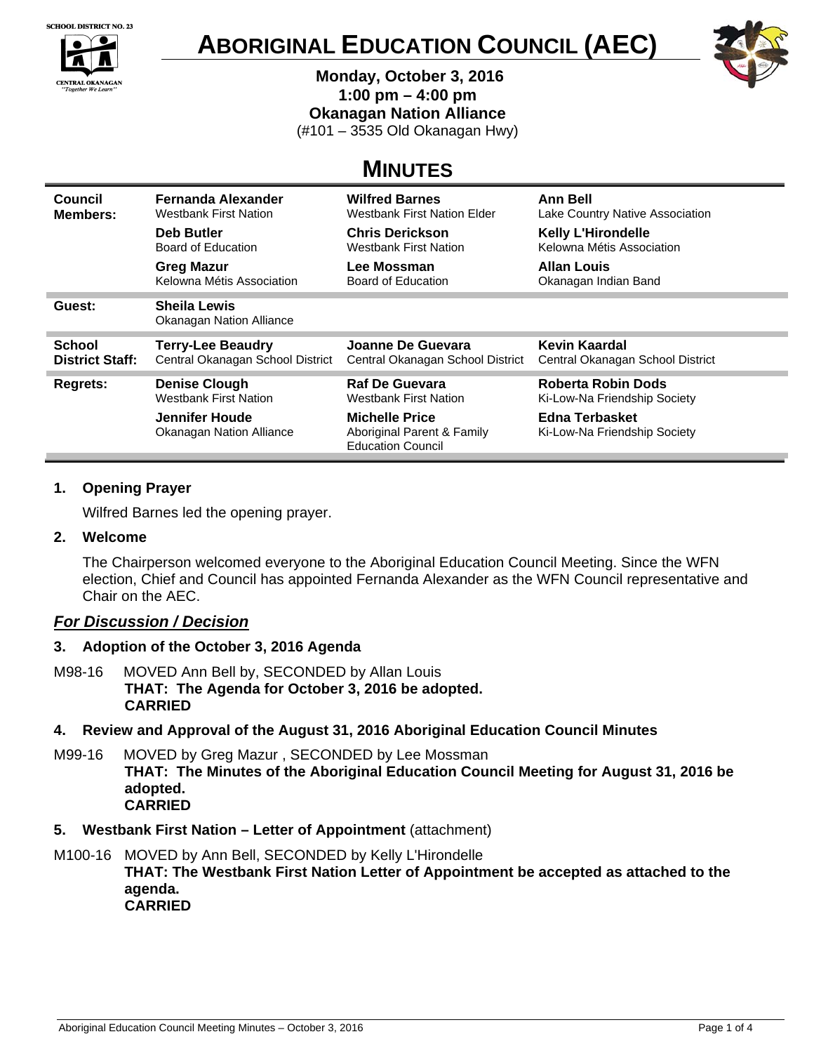SCHOOL DISTRICT NO. 23

CENTRAL OKANAGAN
"Together We Learn"

# ABORIGINAL EDUCATION COUNCIL (AEC)

**Monday, October 3, 2016**
**1:00 pm – 4:00 pm**
**Okanagan Nation Alliance**
(#101 – 3535 Old Okanagan Hwy)

## MINUTES

| | | | |
|---|---|---|---|
| **Council Members:** | **Fernanda Alexander** Westbank First Nation | **Wilfred Barnes** Westbank First Nation Elder | **Ann Bell** Lake Country Native Association |
| | **Deb Butler** Board of Education | **Chris Derickson** Westbank First Nation | **Kelly L'Hirondelle** Kelowna Métis Association |
| | **Greg Mazur** Kelowna Métis Association | **Lee Mossman** Board of Education | **Allan Louis** Okanagan Indian Band |
| **Guest:** | **Sheila Lewis** Okanagan Nation Alliance | | |
| **School District Staff:** | **Terry-Lee Beaudry** Central Okanagan School District | **Joanne De Guevara** Central Okanagan School District | **Kevin Kaardal** Central Okanagan School District |
| **Regrets:** | **Denise Clough** Westbank First Nation | **Raf De Guevara** Westbank First Nation | **Roberta Robin Dods** Ki-Low-Na Friendship Society |
| | **Jennifer Houde** Okanagan Nation Alliance | **Michelle Price** Aboriginal Parent & Family Education Council | **Edna Terbasket** Ki-Low-Na Friendship Society |

**1. Opening Prayer**

Wilfred Barnes led the opening prayer.

**2. Welcome**

The Chairperson welcomed everyone to the Aboriginal Education Council Meeting. Since the WFN election, Chief and Council has appointed Fernanda Alexander as the WFN Council representative and Chair on the AEC.

***For Discussion / Decision***

**3. Adoption of the October 3, 2016 Agenda**

M98-16 MOVED Ann Bell by, SECONDED by Allan Louis
**THAT: The Agenda for October 3, 2016 be adopted.**
**CARRIED**

**4. Review and Approval of the August 31, 2016 Aboriginal Education Council Minutes**

M99-16 MOVED by Greg Mazur , SECONDED by Lee Mossman
**THAT: The Minutes of the Aboriginal Education Council Meeting for August 31, 2016 be adopted.**
**CARRIED**

**5. Westbank First Nation – Letter of Appointment** (attachment)

M100-16 MOVED by Ann Bell, SECONDED by Kelly L'Hirondelle
**THAT: The Westbank First Nation Letter of Appointment be accepted as attached to the agenda.**
**CARRIED**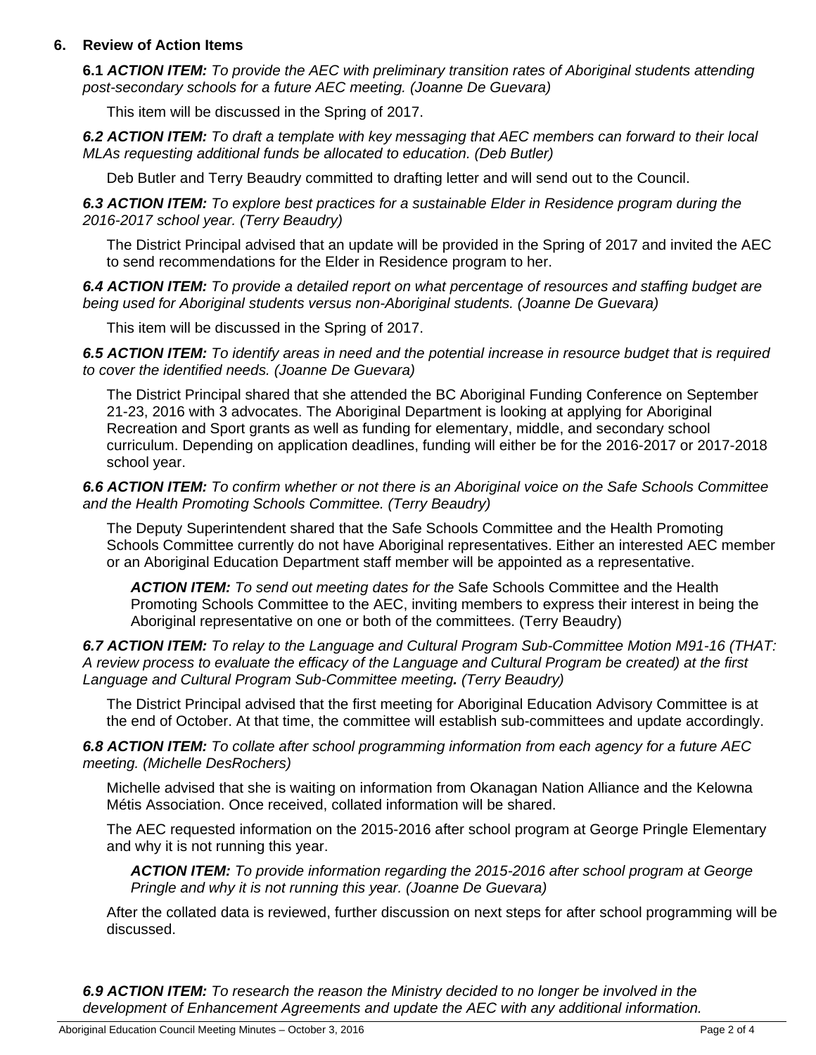## 6. Review of Action Items

**6.1** ***ACTION ITEM:*** *To provide the AEC with preliminary transition rates of Aboriginal students attending post-secondary schools for a future AEC meeting. (Joanne De Guevara)*

This item will be discussed in the Spring of 2017.

***6.2 ACTION ITEM:*** *To draft a template with key messaging that AEC members can forward to their local MLAs requesting additional funds be allocated to education. (Deb Butler)*

Deb Butler and Terry Beaudry committed to drafting letter and will send out to the Council.

***6.3 ACTION ITEM:*** *To explore best practices for a sustainable Elder in Residence program during the 2016-2017 school year. (Terry Beaudry)*

The District Principal advised that an update will be provided in the Spring of 2017 and invited the AEC to send recommendations for the Elder in Residence program to her.

***6.4 ACTION ITEM:*** *To provide a detailed report on what percentage of resources and staffing budget are being used for Aboriginal students versus non-Aboriginal students. (Joanne De Guevara)*

This item will be discussed in the Spring of 2017.

***6.5 ACTION ITEM:*** *To identify areas in need and the potential increase in resource budget that is required to cover the identified needs. (Joanne De Guevara)*

The District Principal shared that she attended the BC Aboriginal Funding Conference on September 21-23, 2016 with 3 advocates. The Aboriginal Department is looking at applying for Aboriginal Recreation and Sport grants as well as funding for elementary, middle, and secondary school curriculum. Depending on application deadlines, funding will either be for the 2016-2017 or 2017-2018 school year.

***6.6 ACTION ITEM:*** *To confirm whether or not there is an Aboriginal voice on the Safe Schools Committee and the Health Promoting Schools Committee. (Terry Beaudry)*

The Deputy Superintendent shared that the Safe Schools Committee and the Health Promoting Schools Committee currently do not have Aboriginal representatives. Either an interested AEC member or an Aboriginal Education Department staff member will be appointed as a representative.

> ***ACTION ITEM:*** *To send out meeting dates for the* Safe Schools Committee and the Health Promoting Schools Committee to the AEC, inviting members to express their interest in being the Aboriginal representative on one or both of the committees. (Terry Beaudry)

***6.7 ACTION ITEM:*** *To relay to the Language and Cultural Program Sub-Committee Motion M91-16 (THAT: A review process to evaluate the efficacy of the Language and Cultural Program be created) at the first Language and Cultural Program Sub-Committee meeting. (Terry Beaudry)*

The District Principal advised that the first meeting for Aboriginal Education Advisory Committee is at the end of October. At that time, the committee will establish sub-committees and update accordingly.

***6.8 ACTION ITEM:*** *To collate after school programming information from each agency for a future AEC meeting. (Michelle DesRochers)*

Michelle advised that she is waiting on information from Okanagan Nation Alliance and the Kelowna Métis Association. Once received, collated information will be shared.

The AEC requested information on the 2015-2016 after school program at George Pringle Elementary and why it is not running this year.

> ***ACTION ITEM:*** *To provide information regarding the 2015-2016 after school program at George Pringle and why it is not running this year. (Joanne De Guevara)*

After the collated data is reviewed, further discussion on next steps for after school programming will be discussed.

***6.9 ACTION ITEM:*** *To research the reason the Ministry decided to no longer be involved in the development of Enhancement Agreements and update the AEC with any additional information.*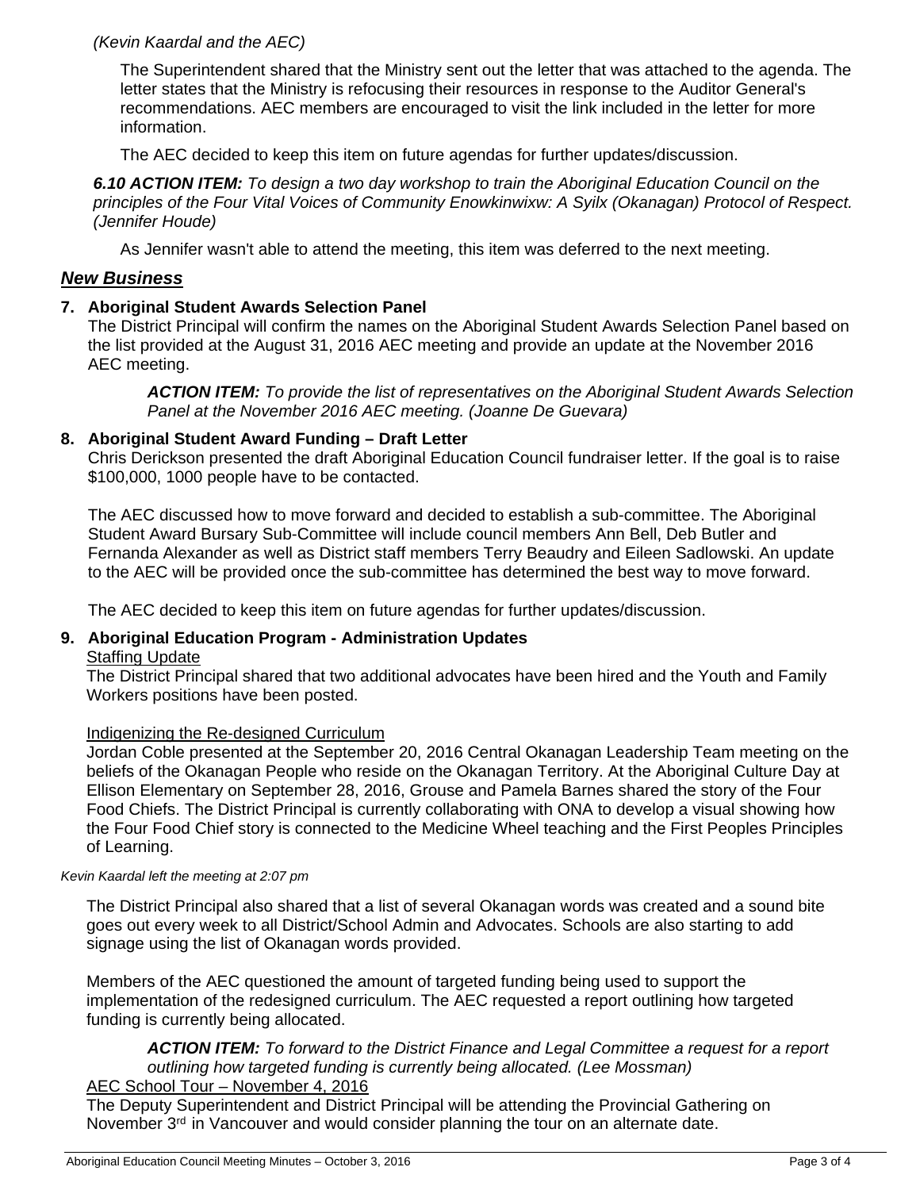*(Kevin Kaardal and the AEC)*

The Superintendent shared that the Ministry sent out the letter that was attached to the agenda. The letter states that the Ministry is refocusing their resources in response to the Auditor General's recommendations. AEC members are encouraged to visit the link included in the letter for more information.

The AEC decided to keep this item on future agendas for further updates/discussion.

***6.10 ACTION ITEM:*** *To design a two day workshop to train the Aboriginal Education Council on the principles of the Four Vital Voices of Community Enowkinwixw: A Syilx (Okanagan) Protocol of Respect. (Jennifer Houde)*

As Jennifer wasn't able to attend the meeting, this item was deferred to the next meeting.

## ***New Business***

**7. Aboriginal Student Awards Selection Panel**

The District Principal will confirm the names on the Aboriginal Student Awards Selection Panel based on the list provided at the August 31, 2016 AEC meeting and provide an update at the November 2016 AEC meeting.

***ACTION ITEM:*** *To provide the list of representatives on the Aboriginal Student Awards Selection Panel at the November 2016 AEC meeting. (Joanne De Guevara)*

**8. Aboriginal Student Award Funding – Draft Letter**

Chris Derickson presented the draft Aboriginal Education Council fundraiser letter. If the goal is to raise $100,000, 1000 people have to be contacted.

The AEC discussed how to move forward and decided to establish a sub-committee. The Aboriginal Student Award Bursary Sub-Committee will include council members Ann Bell, Deb Butler and Fernanda Alexander as well as District staff members Terry Beaudry and Eileen Sadlowski. An update to the AEC will be provided once the sub-committee has determined the best way to move forward.

The AEC decided to keep this item on future agendas for further updates/discussion.

**9. Aboriginal Education Program - Administration Updates**

<u>Staffing Update</u>

The District Principal shared that two additional advocates have been hired and the Youth and Family Workers positions have been posted.

<u>Indigenizing the Re-designed Curriculum</u>

Jordan Coble presented at the September 20, 2016 Central Okanagan Leadership Team meeting on the beliefs of the Okanagan People who reside on the Okanagan Territory. At the Aboriginal Culture Day at Ellison Elementary on September 28, 2016, Grouse and Pamela Barnes shared the story of the Four Food Chiefs. The District Principal is currently collaborating with ONA to develop a visual showing how the Four Food Chief story is connected to the Medicine Wheel teaching and the First Peoples Principles of Learning.

*Kevin Kaardal left the meeting at 2:07 pm*

The District Principal also shared that a list of several Okanagan words was created and a sound bite goes out every week to all District/School Admin and Advocates. Schools are also starting to add signage using the list of Okanagan words provided.

Members of the AEC questioned the amount of targeted funding being used to support the implementation of the redesigned curriculum. The AEC requested a report outlining how targeted funding is currently being allocated.

***ACTION ITEM:*** *To forward to the District Finance and Legal Committee a request for a report outlining how targeted funding is currently being allocated. (Lee Mossman)*

<u>AEC School Tour – November 4, 2016</u>

The Deputy Superintendent and District Principal will be attending the Provincial Gathering on November 3rd in Vancouver and would consider planning the tour on an alternate date.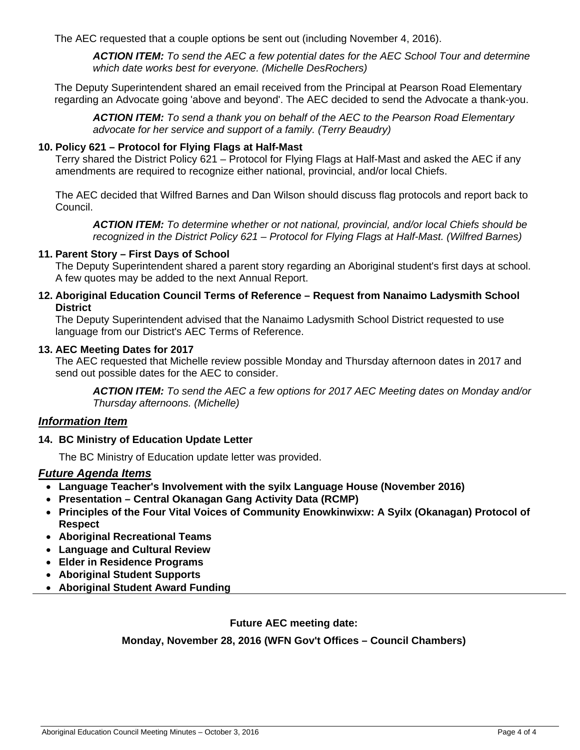The AEC requested that a couple options be sent out (including November 4, 2016).

> ***ACTION ITEM:*** *To send the AEC a few potential dates for the AEC School Tour and determine which date works best for everyone. (Michelle DesRochers)*

The Deputy Superintendent shared an email received from the Principal at Pearson Road Elementary regarding an Advocate going 'above and beyond'. The AEC decided to send the Advocate a thank-you.

> ***ACTION ITEM:*** *To send a thank you on behalf of the AEC to the Pearson Road Elementary advocate for her service and support of a family. (Terry Beaudry)*

**10. Policy 621 – Protocol for Flying Flags at Half-Mast**

Terry shared the District Policy 621 – Protocol for Flying Flags at Half-Mast and asked the AEC if any amendments are required to recognize either national, provincial, and/or local Chiefs.

The AEC decided that Wilfred Barnes and Dan Wilson should discuss flag protocols and report back to Council.

> ***ACTION ITEM:*** *To determine whether or not national, provincial, and/or local Chiefs should be recognized in the District Policy 621 – Protocol for Flying Flags at Half-Mast. (Wilfred Barnes)*

**11. Parent Story – First Days of School**

The Deputy Superintendent shared a parent story regarding an Aboriginal student's first days at school. A few quotes may be added to the next Annual Report.

**12. Aboriginal Education Council Terms of Reference – Request from Nanaimo Ladysmith School District**

The Deputy Superintendent advised that the Nanaimo Ladysmith School District requested to use language from our District's AEC Terms of Reference.

**13. AEC Meeting Dates for 2017**

The AEC requested that Michelle review possible Monday and Thursday afternoon dates in 2017 and send out possible dates for the AEC to consider.

> ***ACTION ITEM:*** *To send the AEC a few options for 2017 AEC Meeting dates on Monday and/or Thursday afternoons. (Michelle)*

## *Information Item*

**14. BC Ministry of Education Update Letter**

The BC Ministry of Education update letter was provided.

## *Future Agenda Items*

- **Language Teacher's Involvement with the syilx Language House (November 2016)**
- **Presentation – Central Okanagan Gang Activity Data (RCMP)**
- **Principles of the Four Vital Voices of Community Enowkinwixw: A Syilx (Okanagan) Protocol of Respect**
- **Aboriginal Recreational Teams**
- **Language and Cultural Review**
- **Elder in Residence Programs**
- **Aboriginal Student Supports**
- **Aboriginal Student Award Funding**

---

**Future AEC meeting date:**

**Monday, November 28, 2016 (WFN Gov't Offices – Council Chambers)**